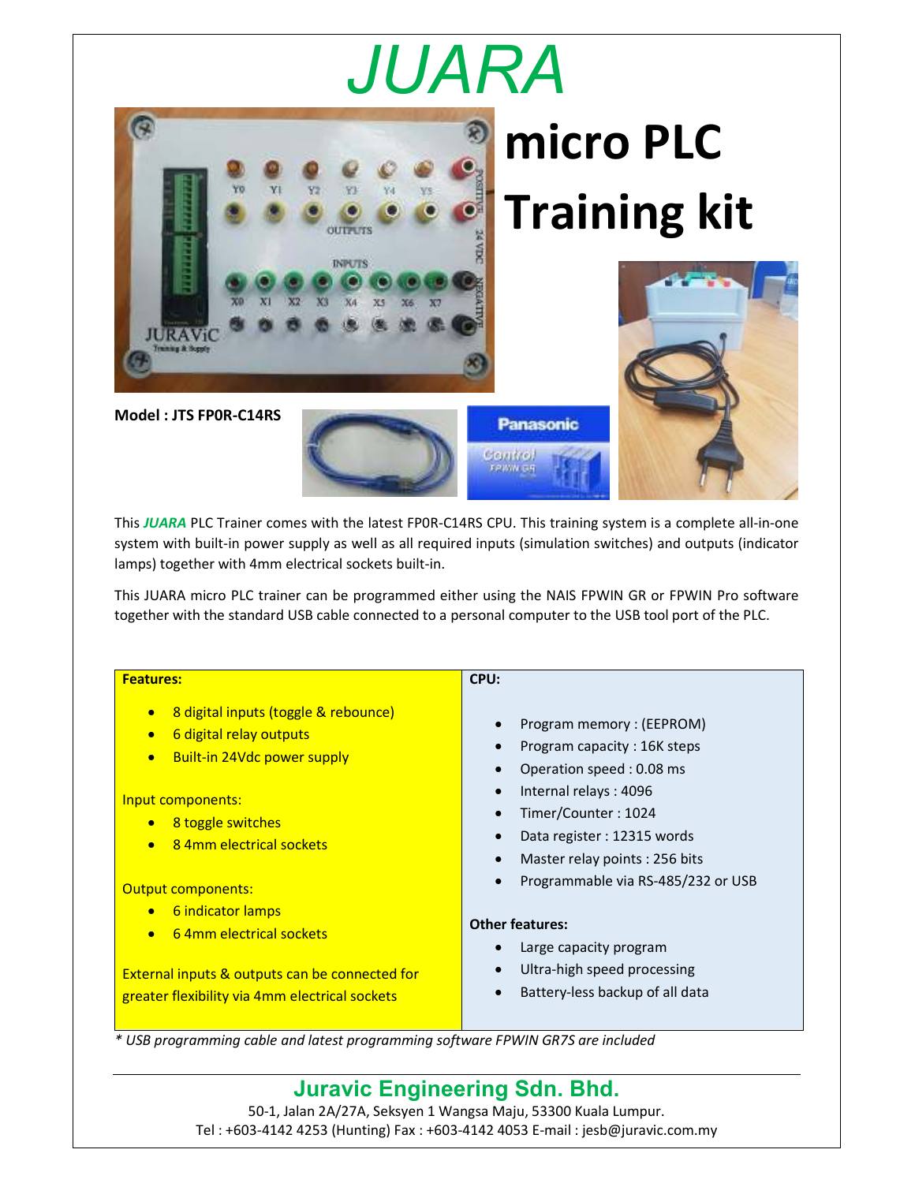# JUARA

# micro PLC Training kit

**Model : JTS FP0R-C14RS**

This ***JUARA*** PLC Trainer comes with the latest FP0R-C14RS CPU. This training system is a complete all-in-one system with built-in power supply as well as all required inputs (simulation switches) and outputs (indicator lamps) together with 4mm electrical sockets built-in.

This JUARA micro PLC trainer can be programmed either using the NAIS FPWIN GR or FPWIN Pro software together with the standard USB cable connected to a personal computer to the USB tool port of the PLC.

**Features:**

- 8 digital inputs (toggle & rebounce)
- 6 digital relay outputs
- Built-in 24Vdc power supply

Input components:

- 8 toggle switches
- 8 4mm electrical sockets

Output components:

- 6 indicator lamps
- 6 4mm electrical sockets

External inputs & outputs can be connected for greater flexibility via 4mm electrical sockets

**CPU:**

- Program memory : (EEPROM)
- Program capacity : 16K steps
- Operation speed : 0.08 ms
- Internal relays : 4096
- Timer/Counter : 1024
- Data register : 12315 words
- Master relay points : 256 bits
- Programmable via RS-485/232 or USB

**Other features:**

- Large capacity program
- Ultra-high speed processing
- Battery-less backup of all data

*\* USB programming cable and latest programming software FPWIN GR7S are included*

## Juravic Engineering Sdn. Bhd.

50-1, Jalan 2A/27A, Seksyen 1 Wangsa Maju, 53300 Kuala Lumpur.
Tel : +603-4142 4253 (Hunting) Fax : +603-4142 4053 E-mail : jesb@juravic.com.my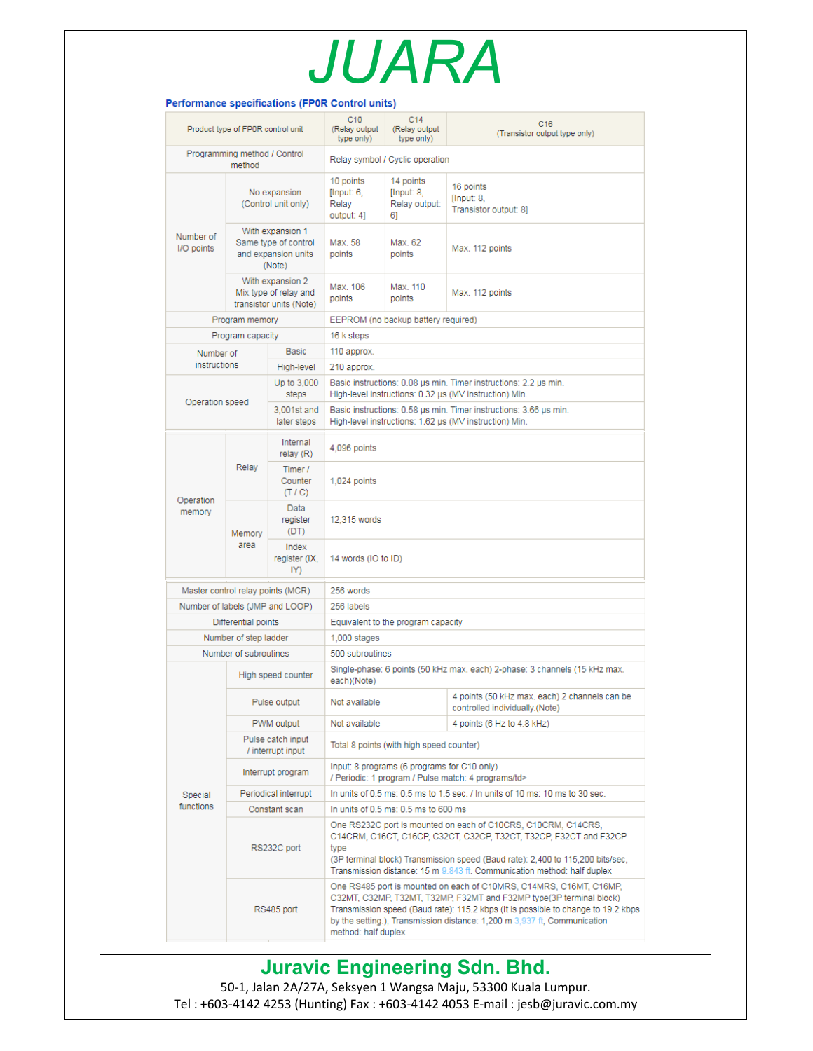# JUARA

**Performance specifications (FP0R Control units)**

| Product type of FP0R control unit | | | C10 (Relay output type only) | C14 (Relay output type only) | C16 (Transistor output type only) |
|---|---|---|---|---|---|
| Programming method / Control method | | | Relay symbol / Cyclic operation | | |
| Number of I/O points | No expansion (Control unit only) | | 10 points [Input: 6, Relay output: 4] | 14 points [Input: 8, Relay output: 6] | 16 points [Input: 8, Transistor output: 8] |
| | With expansion 1 Same type of control and expansion units (Note) | | Max. 58 points | Max. 62 points | Max. 112 points |
| | With expansion 2 Mix type of relay and transistor units (Note) | | Max. 106 points | Max. 110 points | Max. 112 points |
| Program memory | | | EEPROM (no backup battery required) | | |
| Program capacity | | | 16 k steps | | |
| Number of instructions | | Basic | 110 approx. | | |
| | | High-level | 210 approx. | | |
| Operation speed | | Up to 3,000 steps | Basic instructions: 0.08 μs min. Timer instructions: 2.2 μs min. High-level instructions: 0.32 μs (MV instruction) Min. | | |
| | | 3,001st and later steps | Basic instructions: 0.58 μs min. Timer instructions: 3.66 μs min. High-level instructions: 1.62 μs (MV instruction) Min. | | |
| Operation memory | Relay | Internal relay (R) | 4,096 points | | |
| | | Timer / Counter (T / C) | 1,024 points | | |
| | Memory area | Data register (DT) | 12,315 words | | |
| | | Index register (IX, IY) | 14 words (IO to ID) | | |
| Master control relay points (MCR) | | | 256 words | | |
| Number of labels (JMP and LOOP) | | | 256 labels | | |
| Differential points | | | Equivalent to the program capacity | | |
| Number of step ladder | | | 1,000 stages | | |
| Number of subroutines | | | 500 subroutines | | |
| Special functions | High speed counter | | Single-phase: 6 points (50 kHz max. each) 2-phase: 3 channels (15 kHz max. each)(Note) | | |
| | Pulse output | | Not available | | 4 points (50 kHz max. each) 2 channels can be controlled individually.(Note) |
| | PWM output | | Not available | | 4 points (6 Hz to 4.8 kHz) |
| | Pulse catch input / interrupt input | | Total 8 points (with high speed counter) | | |
| | Interrupt program | | Input: 8 programs (6 programs for C10 only) / Periodic: 1 program / Pulse match: 4 programs/td> | | |
| | Periodical interrupt | | In units of 0.5 ms: 0.5 ms to 1.5 sec. / In units of 10 ms: 10 ms to 30 sec. | | |
| | Constant scan | | In units of 0.5 ms: 0.5 ms to 600 ms | | |
| | RS232C port | | One RS232C port is mounted on each of C10CRS, C10CRM, C14CRS, C14CRM, C16CT, C16CP, C32CT, C32CP, T32CT, T32CP, F32CT and F32CP type (3P terminal block) Transmission speed (Baud rate): 2,400 to 115,200 bits/sec, Transmission distance: 15 m 9.843 ft. Communication method: half duplex | | |
| | RS485 port | | One RS485 port is mounted on each of C10MRS, C14MRS, C16MT, C16MP, C32MT, C32MP, T32MT, T32MP, F32MT and F32MP type(3P terminal block) Transmission speed (Baud rate): 115.2 kbps (It is possible to change to 19.2 kbps by the setting.), Transmission distance: 1,200 m 3,937 ft, Communication method: half duplex | | |

**Juravic Engineering Sdn. Bhd.**

50-1, Jalan 2A/27A, Seksyen 1 Wangsa Maju, 53300 Kuala Lumpur.
Tel : +603-4142 4253 (Hunting) Fax : +603-4142 4053 E-mail : jesb@juravic.com.my